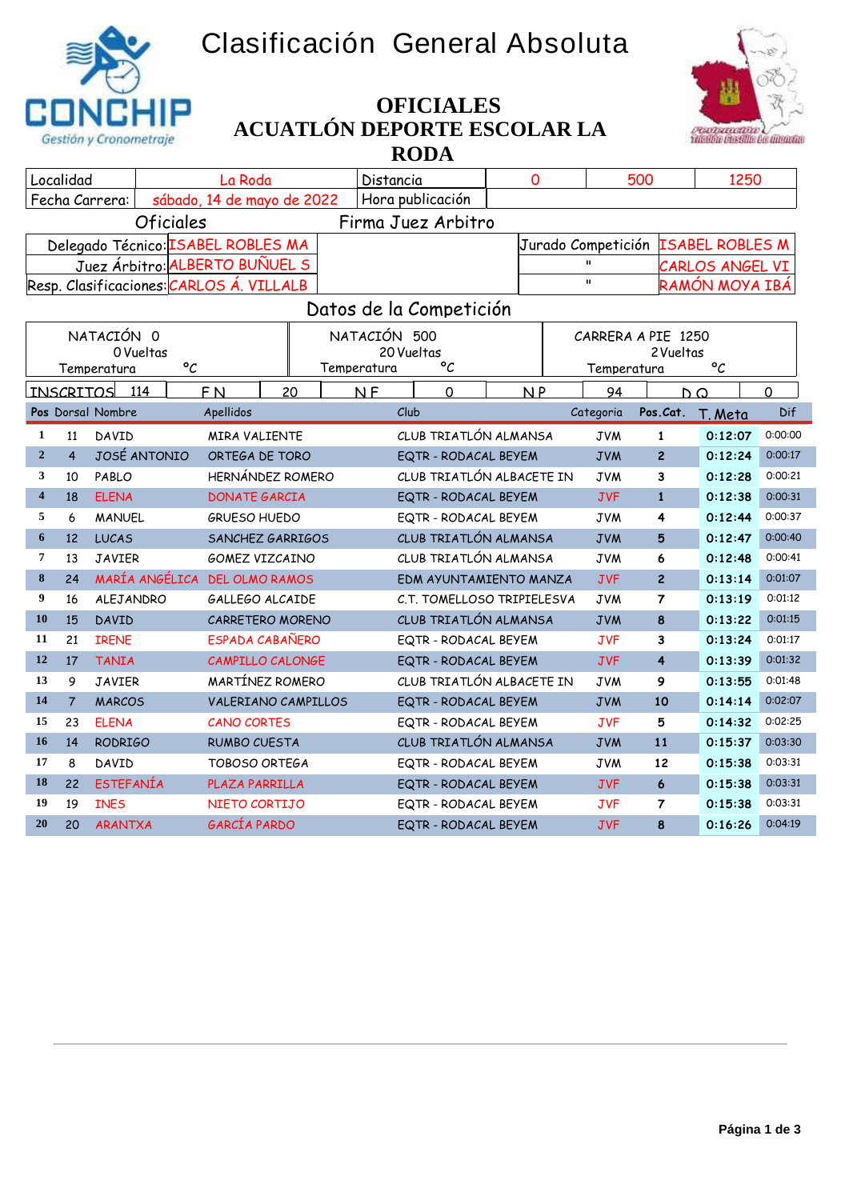# Clasificación General Absoluta

## OFICIALES
## ACUATLÓN DEPORTE ESCOLAR LA RODA

| Localidad | La Roda | Distancia | 0 | 500 | 1250 |
|---|---|---|---|---|---|
| Fecha Carrera: | sábado, 14 de mayo de 2022 | Hora publicación | | | |

**Oficiales** — **Firma Juez Arbitro**

| | | | |
|---|---|---|---|
| Delegado Técnico: | ISABEL ROBLES MA | Jurado Competición | ISABEL ROBLES M |
| Juez Árbitro: | ALBERTO BUÑUEL S | " | CARLOS ANGEL VI |
| Resp. Clasificaciones: | CARLOS Á. VILLALB | " | RAMÓN MOYA IBÁ |

### Datos de la Competición

| NATACIÓN 0 | NATACIÓN 500 | CARRERA A PIE 1250 |
|---|---|---|
| 0 Vueltas | 20 Vueltas | 2 Vueltas |
| Temperatura °C | Temperatura °C | Temperatura °C |

| INSCRITOS | 114 | F N | 20 | N F | 0 | N P | 94 | D Q | 0 |
|---|---|---|---|---|---|---|---|---|---|

| Pos | Dorsal | Nombre | Apellidos | Club | Categoria | Pos.Cat. | T. Meta | Dif |
|---|---|---|---|---|---|---|---|---|
| 1 | 11 | DAVID | MIRA VALIENTE | CLUB TRIATLÓN ALMANSA | JVM | 1 | 0:12:07 | 0:00:00 |
| 2 | 4 | JOSÉ ANTONIO | ORTEGA DE TORO | EQTR - RODACAL BEYEM | JVM | 2 | 0:12:24 | 0:00:17 |
| 3 | 10 | PABLO | HERNÁNDEZ ROMERO | CLUB TRIATLÓN ALBACETE IN | JVM | 3 | 0:12:28 | 0:00:21 |
| 4 | 18 | ELENA | DONATE GARCIA | EQTR - RODACAL BEYEM | JVF | 1 | 0:12:38 | 0:00:31 |
| 5 | 6 | MANUEL | GRUESO HUEDO | EQTR - RODACAL BEYEM | JVM | 4 | 0:12:44 | 0:00:37 |
| 6 | 12 | LUCAS | SANCHEZ GARRIGOS | CLUB TRIATLÓN ALMANSA | JVM | 5 | 0:12:47 | 0:00:40 |
| 7 | 13 | JAVIER | GOMEZ VIZCAINO | CLUB TRIATLÓN ALMANSA | JVM | 6 | 0:12:48 | 0:00:41 |
| 8 | 24 | MARÍA ANGÉLICA | DEL OLMO RAMOS | EDM AYUNTAMIENTO MANZA | JVF | 2 | 0:13:14 | 0:01:07 |
| 9 | 16 | ALEJANDRO | GALLEGO ALCAIDE | C.T. TOMELLOSO TRIPIELESVA | JVM | 7 | 0:13:19 | 0:01:12 |
| 10 | 15 | DAVID | CARRETERO MORENO | CLUB TRIATLÓN ALMANSA | JVM | 8 | 0:13:22 | 0:01:15 |
| 11 | 21 | IRENE | ESPADA CABAÑERO | EQTR - RODACAL BEYEM | JVF | 3 | 0:13:24 | 0:01:17 |
| 12 | 17 | TANIA | CAMPILLO CALONGE | EQTR - RODACAL BEYEM | JVF | 4 | 0:13:39 | 0:01:32 |
| 13 | 9 | JAVIER | MARTÍNEZ ROMERO | CLUB TRIATLÓN ALBACETE IN | JVM | 9 | 0:13:55 | 0:01:48 |
| 14 | 7 | MARCOS | VALERIANO CAMPILLOS | EQTR - RODACAL BEYEM | JVM | 10 | 0:14:14 | 0:02:07 |
| 15 | 23 | ELENA | CANO CORTES | EQTR - RODACAL BEYEM | JVF | 5 | 0:14:32 | 0:02:25 |
| 16 | 14 | RODRIGO | RUMBO CUESTA | CLUB TRIATLÓN ALMANSA | JVM | 11 | 0:15:37 | 0:03:30 |
| 17 | 8 | DAVID | TOBOSO ORTEGA | EQTR - RODACAL BEYEM | JVM | 12 | 0:15:38 | 0:03:31 |
| 18 | 22 | ESTEFANÍA | PLAZA PARRILLA | EQTR - RODACAL BEYEM | JVF | 6 | 0:15:38 | 0:03:31 |
| 19 | 19 | INES | NIETO CORTIJO | EQTR - RODACAL BEYEM | JVF | 7 | 0:15:38 | 0:03:31 |
| 20 | 20 | ARANTXA | GARCÍA PARDO | EQTR - RODACAL BEYEM | JVF | 8 | 0:16:26 | 0:04:19 |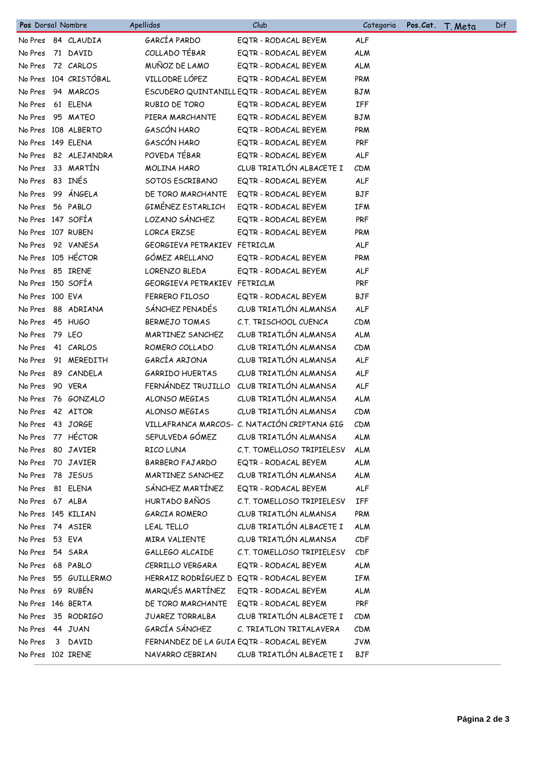| Pos | Dorsal | Nombre | Apellidos | Club | Categoria | Pos.Cat. | T. Meta | Dif |
|---|---|---|---|---|---|---|---|---|
| No Pres | 84 | CLAUDIA | GARCÍA PARDO | EQTR - RODACAL BEYEM | ALF | | | |
| No Pres | 71 | DAVID | COLLADO TÉBAR | EQTR - RODACAL BEYEM | ALM | | | |
| No Pres | 72 | CARLOS | MUÑOZ DE LAMO | EQTR - RODACAL BEYEM | ALM | | | |
| No Pres | 104 | CRISTÓBAL | VILLODRE LÓPEZ | EQTR - RODACAL BEYEM | PRM | | | |
| No Pres | 94 | MARCOS | ESCUDERO QUINTANILL | EQTR - RODACAL BEYEM | BJM | | | |
| No Pres | 61 | ELENA | RUBIO DE TORO | EQTR - RODACAL BEYEM | IFF | | | |
| No Pres | 95 | MATEO | PIERA MARCHANTE | EQTR - RODACAL BEYEM | BJM | | | |
| No Pres | 108 | ALBERTO | GASCÓN HARO | EQTR - RODACAL BEYEM | PRM | | | |
| No Pres | 149 | ELENA | GASCÓN HARO | EQTR - RODACAL BEYEM | PRF | | | |
| No Pres | 82 | ALEJANDRA | POVEDA TÉBAR | EQTR - RODACAL BEYEM | ALF | | | |
| No Pres | 33 | MARTÍN | MOLINA HARO | CLUB TRIATLÓN ALBACETE I | CDM | | | |
| No Pres | 83 | INÉS | SOTOS ESCRIBANO | EQTR - RODACAL BEYEM | ALF | | | |
| No Pres | 99 | ÁNGELA | DE TORO MARCHANTE | EQTR - RODACAL BEYEM | BJF | | | |
| No Pres | 56 | PABLO | GIMÉNEZ ESTARLICH | EQTR - RODACAL BEYEM | IFM | | | |
| No Pres | 147 | SOFÍA | LOZANO SÁNCHEZ | EQTR - RODACAL BEYEM | PRF | | | |
| No Pres | 107 | RUBEN | LORCA ERZSE | EQTR - RODACAL BEYEM | PRM | | | |
| No Pres | 92 | VANESA | GEORGIEVA PETRAKIEV | FETRICLM | ALF | | | |
| No Pres | 105 | HÉCTOR | GÓMEZ ARELLANO | EQTR - RODACAL BEYEM | PRM | | | |
| No Pres | 85 | IRENE | LORENZO BLEDA | EQTR - RODACAL BEYEM | ALF | | | |
| No Pres | 150 | SOFÍA | GEORGIEVA PETRAKIEV | FETRICLM | PRF | | | |
| No Pres | 100 | EVA | FERRERO FILOSO | EQTR - RODACAL BEYEM | BJF | | | |
| No Pres | 88 | ADRIANA | SÁNCHEZ PENADÉS | CLUB TRIATLÓN ALMANSA | ALF | | | |
| No Pres | 45 | HUGO | BERMEJO TOMAS | C.T. TRISCHOOL CUENCA | CDM | | | |
| No Pres | 79 | LEO | MARTINEZ SANCHEZ | CLUB TRIATLÓN ALMANSA | ALM | | | |
| No Pres | 41 | CARLOS | ROMERO COLLADO | CLUB TRIATLÓN ALMANSA | CDM | | | |
| No Pres | 91 | MEREDITH | GARCÍA ARJONA | CLUB TRIATLÓN ALMANSA | ALF | | | |
| No Pres | 89 | CANDELA | GARRIDO HUERTAS | CLUB TRIATLÓN ALMANSA | ALF | | | |
| No Pres | 90 | VERA | FERNÁNDEZ TRUJILLO | CLUB TRIATLÓN ALMANSA | ALF | | | |
| No Pres | 76 | GONZALO | ALONSO MEGIAS | CLUB TRIATLÓN ALMANSA | ALM | | | |
| No Pres | 42 | AITOR | ALONSO MEGIAS | CLUB TRIATLÓN ALMANSA | CDM | | | |
| No Pres | 43 | JORGE | VILLAFRANCA MARCOS- | C. NATACIÓN CRIPTANA GIG | CDM | | | |
| No Pres | 77 | HÉCTOR | SEPULVEDA GÓMEZ | CLUB TRIATLÓN ALMANSA | ALM | | | |
| No Pres | 80 | JAVIER | RICO LUNA | C.T. TOMELLOSO TRIPIELESV | ALM | | | |
| No Pres | 70 | JAVIER | BARBERO FAJARDO | EQTR - RODACAL BEYEM | ALM | | | |
| No Pres | 78 | JESUS | MARTINEZ SANCHEZ | CLUB TRIATLÓN ALMANSA | ALM | | | |
| No Pres | 81 | ELENA | SÁNCHEZ MARTÍNEZ | EQTR - RODACAL BEYEM | ALF | | | |
| No Pres | 67 | ALBA | HURTADO BAÑOS | C.T. TOMELLOSO TRIPIELESV | IFF | | | |
| No Pres | 145 | KILIAN | GARCIA ROMERO | CLUB TRIATLÓN ALMANSA | PRM | | | |
| No Pres | 74 | ASIER | LEAL TELLO | CLUB TRIATLÓN ALBACETE I | ALM | | | |
| No Pres | 53 | EVA | MIRA VALIENTE | CLUB TRIATLÓN ALMANSA | CDF | | | |
| No Pres | 54 | SARA | GALLEGO ALCAIDE | C.T. TOMELLOSO TRIPIELESV | CDF | | | |
| No Pres | 68 | PABLO | CERRILLO VERGARA | EQTR - RODACAL BEYEM | ALM | | | |
| No Pres | 55 | GUILLERMO | HERRAIZ RODRÍGUEZ D | EQTR - RODACAL BEYEM | IFM | | | |
| No Pres | 69 | RUBÉN | MARQUÉS MARTÍNEZ | EQTR - RODACAL BEYEM | ALM | | | |
| No Pres | 146 | BERTA | DE TORO MARCHANTE | EQTR - RODACAL BEYEM | PRF | | | |
| No Pres | 35 | RODRIGO | JUAREZ TORRALBA | CLUB TRIATLÓN ALBACETE I | CDM | | | |
| No Pres | 44 | JUAN | GARCÍA SÁNCHEZ | C. TRIATLON TRITALAVERA | CDM | | | |
| No Pres | 3 | DAVID | FERNANDEZ DE LA GUIA | EQTR - RODACAL BEYEM | JVM | | | |
| No Pres | 102 | IRENE | NAVARRO CEBRIAN | CLUB TRIATLÓN ALBACETE I | BJF | | | |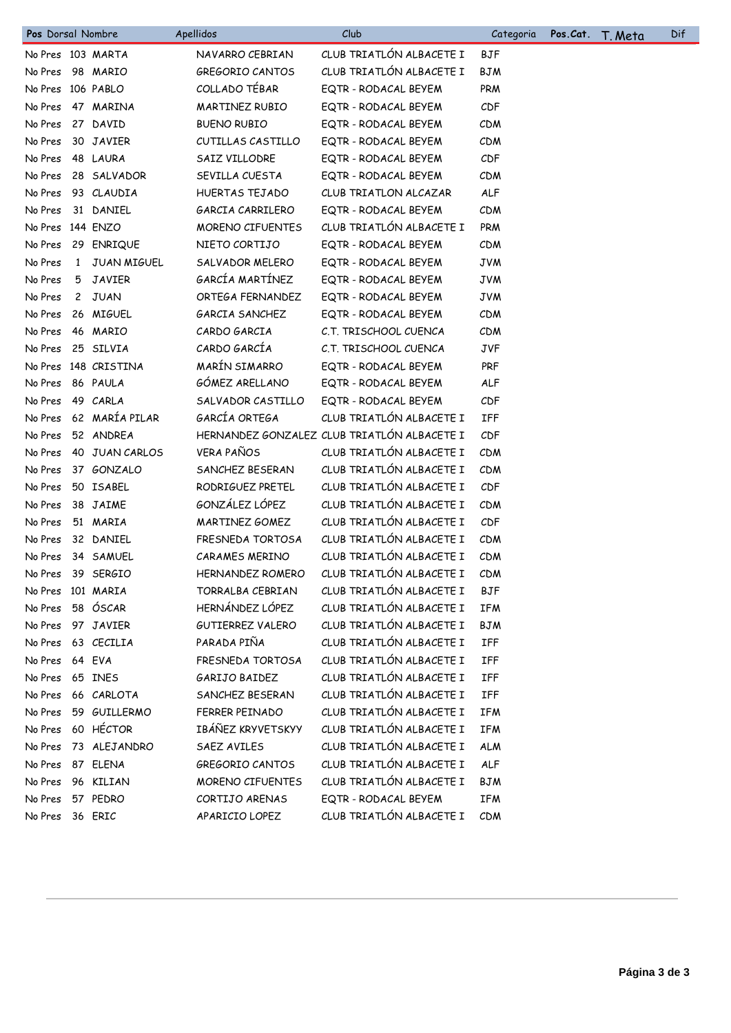| Pos | Dorsal | Nombre | Apellidos | Club | Categoria | Pos.Cat. | T. Meta | Dif |
|---|---|---|---|---|---|---|---|---|
| No Pres | 103 | MARTA | NAVARRO CEBRIAN | CLUB TRIATLÓN ALBACETE I | BJF | | | |
| No Pres | 98 | MARIO | GREGORIO CANTOS | CLUB TRIATLÓN ALBACETE I | BJM | | | |
| No Pres | 106 | PABLO | COLLADO TÉBAR | EQTR - RODACAL BEYEM | PRM | | | |
| No Pres | 47 | MARINA | MARTINEZ RUBIO | EQTR - RODACAL BEYEM | CDF | | | |
| No Pres | 27 | DAVID | BUENO RUBIO | EQTR - RODACAL BEYEM | CDM | | | |
| No Pres | 30 | JAVIER | CUTILLAS CASTILLO | EQTR - RODACAL BEYEM | CDM | | | |
| No Pres | 48 | LAURA | SAIZ VILLODRE | EQTR - RODACAL BEYEM | CDF | | | |
| No Pres | 28 | SALVADOR | SEVILLA CUESTA | EQTR - RODACAL BEYEM | CDM | | | |
| No Pres | 93 | CLAUDIA | HUERTAS TEJADO | CLUB TRIATLON ALCAZAR | ALF | | | |
| No Pres | 31 | DANIEL | GARCIA CARRILERO | EQTR - RODACAL BEYEM | CDM | | | |
| No Pres | 144 | ENZO | MORENO CIFUENTES | CLUB TRIATLÓN ALBACETE I | PRM | | | |
| No Pres | 29 | ENRIQUE | NIETO CORTIJO | EQTR - RODACAL BEYEM | CDM | | | |
| No Pres | 1 | JUAN MIGUEL | SALVADOR MELERO | EQTR - RODACAL BEYEM | JVM | | | |
| No Pres | 5 | JAVIER | GARCÍA MARTÍNEZ | EQTR - RODACAL BEYEM | JVM | | | |
| No Pres | 2 | JUAN | ORTEGA FERNANDEZ | EQTR - RODACAL BEYEM | JVM | | | |
| No Pres | 26 | MIGUEL | GARCIA SANCHEZ | EQTR - RODACAL BEYEM | CDM | | | |
| No Pres | 46 | MARIO | CARDO GARCIA | C.T. TRISCHOOL CUENCA | CDM | | | |
| No Pres | 25 | SILVIA | CARDO GARCÍA | C.T. TRISCHOOL CUENCA | JVF | | | |
| No Pres | 148 | CRISTINA | MARÍN SIMARRO | EQTR - RODACAL BEYEM | PRF | | | |
| No Pres | 86 | PAULA | GÓMEZ ARELLANO | EQTR - RODACAL BEYEM | ALF | | | |
| No Pres | 49 | CARLA | SALVADOR CASTILLO | EQTR - RODACAL BEYEM | CDF | | | |
| No Pres | 62 | MARÍA PILAR | GARCÍA ORTEGA | CLUB TRIATLÓN ALBACETE I | IFF | | | |
| No Pres | 52 | ANDREA | HERNANDEZ GONZALEZ | CLUB TRIATLÓN ALBACETE I | CDF | | | |
| No Pres | 40 | JUAN CARLOS | VERA PAÑOS | CLUB TRIATLÓN ALBACETE I | CDM | | | |
| No Pres | 37 | GONZALO | SANCHEZ BESERAN | CLUB TRIATLÓN ALBACETE I | CDM | | | |
| No Pres | 50 | ISABEL | RODRIGUEZ PRETEL | CLUB TRIATLÓN ALBACETE I | CDF | | | |
| No Pres | 38 | JAIME | GONZÁLEZ LÓPEZ | CLUB TRIATLÓN ALBACETE I | CDM | | | |
| No Pres | 51 | MARIA | MARTINEZ GOMEZ | CLUB TRIATLÓN ALBACETE I | CDF | | | |
| No Pres | 32 | DANIEL | FRESNEDA TORTOSA | CLUB TRIATLÓN ALBACETE I | CDM | | | |
| No Pres | 34 | SAMUEL | CARAMES MERINO | CLUB TRIATLÓN ALBACETE I | CDM | | | |
| No Pres | 39 | SERGIO | HERNANDEZ ROMERO | CLUB TRIATLÓN ALBACETE I | CDM | | | |
| No Pres | 101 | MARIA | TORRALBA CEBRIAN | CLUB TRIATLÓN ALBACETE I | BJF | | | |
| No Pres | 58 | ÓSCAR | HERNÁNDEZ LÓPEZ | CLUB TRIATLÓN ALBACETE I | IFM | | | |
| No Pres | 97 | JAVIER | GUTIERREZ VALERO | CLUB TRIATLÓN ALBACETE I | BJM | | | |
| No Pres | 63 | CECILIA | PARADA PIÑA | CLUB TRIATLÓN ALBACETE I | IFF | | | |
| No Pres | 64 | EVA | FRESNEDA TORTOSA | CLUB TRIATLÓN ALBACETE I | IFF | | | |
| No Pres | 65 | INES | GARIJO BAIDEZ | CLUB TRIATLÓN ALBACETE I | IFF | | | |
| No Pres | 66 | CARLOTA | SANCHEZ BESERAN | CLUB TRIATLÓN ALBACETE I | IFF | | | |
| No Pres | 59 | GUILLERMO | FERRER PEINADO | CLUB TRIATLÓN ALBACETE I | IFM | | | |
| No Pres | 60 | HÉCTOR | IBÁÑEZ KRYVETSKYY | CLUB TRIATLÓN ALBACETE I | IFM | | | |
| No Pres | 73 | ALEJANDRO | SAEZ AVILES | CLUB TRIATLÓN ALBACETE I | ALM | | | |
| No Pres | 87 | ELENA | GREGORIO CANTOS | CLUB TRIATLÓN ALBACETE I | ALF | | | |
| No Pres | 96 | KILIAN | MORENO CIFUENTES | CLUB TRIATLÓN ALBACETE I | BJM | | | |
| No Pres | 57 | PEDRO | CORTIJO ARENAS | EQTR - RODACAL BEYEM | IFM | | | |
| No Pres | 36 | ERIC | APARICIO LOPEZ | CLUB TRIATLÓN ALBACETE I | CDM | | | |